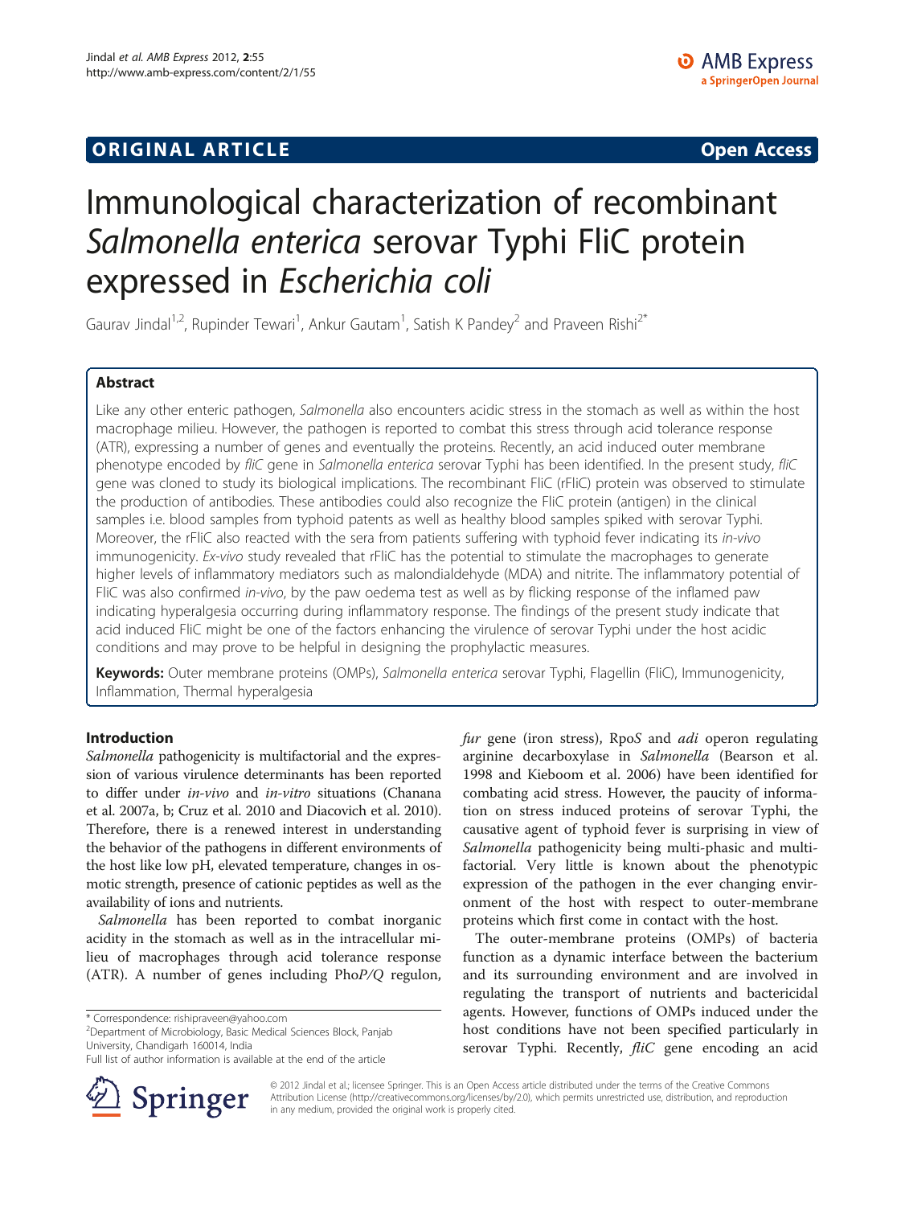**ORIGINAL ARTICLE** **Open Access**

# Immunological characterization of recombinant *Salmonella enterica* serovar Typhi FliC protein expressed in *Escherichia coli*

Gaurav Jindal[1,2], Rupinder Tewari[1], Ankur Gautam[1], Satish K Pandey[2] and Praveen Rishi[2*]

## Abstract

Like any other enteric pathogen, *Salmonella* also encounters acidic stress in the stomach as well as within the host macrophage milieu. However, the pathogen is reported to combat this stress through acid tolerance response (ATR), expressing a number of genes and eventually the proteins. Recently, an acid induced outer membrane phenotype encoded by *fliC* gene in *Salmonella enterica* serovar Typhi has been identified. In the present study, *fliC* gene was cloned to study its biological implications. The recombinant FliC (rFliC) protein was observed to stimulate the production of antibodies. These antibodies could also recognize the FliC protein (antigen) in the clinical samples i.e. blood samples from typhoid patents as well as healthy blood samples spiked with serovar Typhi. Moreover, the rFliC also reacted with the sera from patients suffering with typhoid fever indicating its *in-vivo* immunogenicity. *Ex-vivo* study revealed that rFliC has the potential to stimulate the macrophages to generate higher levels of inflammatory mediators such as malondialdehyde (MDA) and nitrite. The inflammatory potential of FliC was also confirmed *in-vivo*, by the paw oedema test as well as by flicking response of the inflamed paw indicating hyperalgesia occurring during inflammatory response. The findings of the present study indicate that acid induced FliC might be one of the factors enhancing the virulence of serovar Typhi under the host acidic conditions and may prove to be helpful in designing the prophylactic measures.

**Keywords:** Outer membrane proteins (OMPs), *Salmonella enterica* serovar Typhi, Flagellin (FliC), Immunogenicity, Inflammation, Thermal hyperalgesia

## Introduction

*Salmonella* pathogenicity is multifactorial and the expression of various virulence determinants has been reported to differ under *in-vivo* and *in-vitro* situations (Chanana et al. 2007a, b; Cruz et al. 2010 and Diacovich et al. 2010). Therefore, there is a renewed interest in understanding the behavior of the pathogens in different environments of the host like low pH, elevated temperature, changes in osmotic strength, presence of cationic peptides as well as the availability of ions and nutrients.

*Salmonella* has been reported to combat inorganic acidity in the stomach as well as in the intracellular milieu of macrophages through acid tolerance response (ATR). A number of genes including Pho*P/Q* regulon, *fur* gene (iron stress), Rpo*S* and *adi* operon regulating arginine decarboxylase in *Salmonella* (Bearson et al. 1998 and Kieboom et al. 2006) have been identified for combating acid stress. However, the paucity of information on stress induced proteins of serovar Typhi, the causative agent of typhoid fever is surprising in view of *Salmonella* pathogenicity being multi-phasic and multifactorial. Very little is known about the phenotypic expression of the pathogen in the ever changing environment of the host with respect to outer-membrane proteins which first come in contact with the host.

The outer-membrane proteins (OMPs) of bacteria function as a dynamic interface between the bacterium and its surrounding environment and are involved in regulating the transport of nutrients and bactericidal agents. However, functions of OMPs induced under the host conditions have not been specified particularly in serovar Typhi. Recently, *fliC* gene encoding an acid

\* Correspondence: rishipraveen@yahoo.com
[2]Department of Microbiology, Basic Medical Sciences Block, Panjab University, Chandigarh 160014, India
Full list of author information is available at the end of the article

© 2012 Jindal et al.; licensee Springer. This is an Open Access article distributed under the terms of the Creative Commons Attribution License (http://creativecommons.org/licenses/by/2.0), which permits unrestricted use, distribution, and reproduction in any medium, provided the original work is properly cited.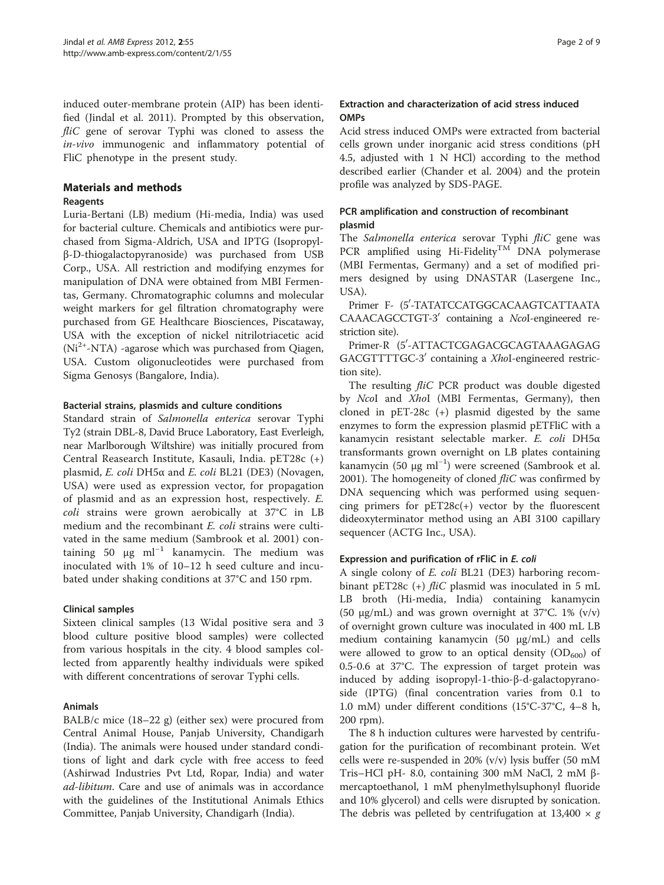induced outer-membrane protein (AIP) has been identified (Jindal et al. 2011). Prompted by this observation, *fliC* gene of serovar Typhi was cloned to assess the *in-vivo* immunogenic and inflammatory potential of FliC phenotype in the present study.

## Materials and methods

### Reagents

Luria-Bertani (LB) medium (Hi-media, India) was used for bacterial culture. Chemicals and antibiotics were purchased from Sigma-Aldrich, USA and IPTG (Isopropyl-β-D-thiogalactopyranoside) was purchased from USB Corp., USA. All restriction and modifying enzymes for manipulation of DNA were obtained from MBI Fermentas, Germany. Chromatographic columns and molecular weight markers for gel filtration chromatography were purchased from GE Healthcare Biosciences, Piscataway, USA with the exception of nickel nitrilotriacetic acid ($Ni^{2+}$-NTA) -agarose which was purchased from Qiagen, USA. Custom oligonucleotides were purchased from Sigma Genosys (Bangalore, India).

### Bacterial strains, plasmids and culture conditions

Standard strain of *Salmonella enterica* serovar Typhi Ty2 (strain DBL-8, David Bruce Laboratory, East Everleigh, near Marlborough Wiltshire) was initially procured from Central Reasearch Institute, Kasauli, India. pET28c (+) plasmid, *E. coli* DH5α and *E. coli* BL21 (DE3) (Novagen, USA) were used as expression vector, for propagation of plasmid and as an expression host, respectively. *E. coli* strains were grown aerobically at 37°C in LB medium and the recombinant *E. coli* strains were cultivated in the same medium (Sambrook et al. 2001) containing 50 μg $ml^{-1}$ kanamycin. The medium was inoculated with 1% of 10–12 h seed culture and incubated under shaking conditions at 37°C and 150 rpm.

### Clinical samples

Sixteen clinical samples (13 Widal positive sera and 3 blood culture positive blood samples) were collected from various hospitals in the city. 4 blood samples collected from apparently healthy individuals were spiked with different concentrations of serovar Typhi cells.

### Animals

BALB/c mice (18–22 g) (either sex) were procured from Central Animal House, Panjab University, Chandigarh (India). The animals were housed under standard conditions of light and dark cycle with free access to feed (Ashirwad Industries Pvt Ltd, Ropar, India) and water *ad-libitum*. Care and use of animals was in accordance with the guidelines of the Institutional Animals Ethics Committee, Panjab University, Chandigarh (India).

### Extraction and characterization of acid stress induced OMPs

Acid stress induced OMPs were extracted from bacterial cells grown under inorganic acid stress conditions (pH 4.5, adjusted with 1 N HCl) according to the method described earlier (Chander et al. 2004) and the protein profile was analyzed by SDS-PAGE.

### PCR amplification and construction of recombinant plasmid

The *Salmonella enterica* serovar Typhi *fliC* gene was PCR amplified using Hi-Fidelity™ DNA polymerase (MBI Fermentas, Germany) and a set of modified primers designed by using DNASTAR (Lasergene Inc., USA).

Primer F- (5′-TATATCCATGGCACAAGTCATTAATACAAACAGCCTGT-3′ containing a *Nco*I-engineered restriction site).

Primer-R (5′-ATTACTCGAGACGCAGTAAAGAGAGGACGTTTTGC-3′ containing a *Xho*I-engineered restriction site).

The resulting *fliC* PCR product was double digested by *Nco*I and *Xho*I (MBI Fermentas, Germany), then cloned in pET-28c (+) plasmid digested by the same enzymes to form the expression plasmid pETFliC with a kanamycin resistant selectable marker. *E. coli* DH5α transformants grown overnight on LB plates containing kanamycin (50 μg $ml^{-1}$) were screened (Sambrook et al. 2001). The homogeneity of cloned *fliC* was confirmed by DNA sequencing which was performed using sequencing primers for pET28c(+) vector by the fluorescent dideoxyterminator method using an ABI 3100 capillary sequencer (ACTG Inc., USA).

### Expression and purification of rFliC in *E. coli*

A single colony of *E. coli* BL21 (DE3) harboring recombinant pET28c (+) *fliC* plasmid was inoculated in 5 mL LB broth (Hi-media, India) containing kanamycin (50 μg/mL) and was grown overnight at 37°C. 1% (v/v) of overnight grown culture was inoculated in 400 mL LB medium containing kanamycin (50 μg/mL) and cells were allowed to grow to an optical density ($OD_{600}$) of 0.5-0.6 at 37°C. The expression of target protein was induced by adding isopropyl-1-thio-β-d-galactopyranoside (IPTG) (final concentration varies from 0.1 to 1.0 mM) under different conditions (15°C-37°C, 4–8 h, 200 rpm).

The 8 h induction cultures were harvested by centrifugation for the purification of recombinant protein. Wet cells were re-suspended in 20% (v/v) lysis buffer (50 mM Tris–HCl pH- 8.0, containing 300 mM NaCl, 2 mM β-mercaptoethanol, 1 mM phenylmethylsuphonyl fluoride and 10% glycerol) and cells were disrupted by sonication. The debris was pelleted by centrifugation at 13,400 × *g*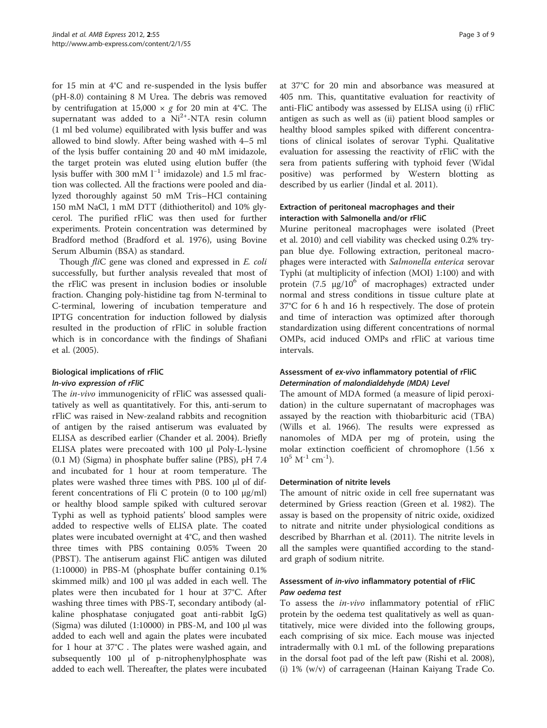for 15 min at 4°C and re-suspended in the lysis buffer (pH-8.0) containing 8 M Urea. The debris was removed by centrifugation at 15,000 × *g* for 20 min at 4°C. The supernatant was added to a $Ni^{2+}$-NTA resin column (1 ml bed volume) equilibrated with lysis buffer and was allowed to bind slowly. After being washed with 4–5 ml of the lysis buffer containing 20 and 40 mM imidazole, the target protein was eluted using elution buffer (the lysis buffer with 300 mM $l^{-1}$ imidazole) and 1.5 ml fraction was collected. All the fractions were pooled and dialyzed thoroughly against 50 mM Tris–HCl containing 150 mM NaCl, 1 mM DTT (dithiotheritol) and 10% glycerol. The purified rFliC was then used for further experiments. Protein concentration was determined by Bradford method (Bradford et al. 1976), using Bovine Serum Albumin (BSA) as standard.

Though *fli*C gene was cloned and expressed in *E. coli* successfully, but further analysis revealed that most of the rFliC was present in inclusion bodies or insoluble fraction. Changing poly-histidine tag from N-terminal to C-terminal, lowering of incubation temperature and IPTG concentration for induction followed by dialysis resulted in the production of rFliC in soluble fraction which is in concordance with the findings of Shafiani et al. (2005).

## Biological implications of rFliC

### *In-vivo* expression of rFliC

The *in-vivo* immunogenicity of rFliC was assessed qualitatively as well as quantitatively. For this, anti-serum to rFliC was raised in New-zealand rabbits and recognition of antigen by the raised antiserum was evaluated by ELISA as described earlier (Chander et al. 2004). Briefly ELISA plates were precoated with 100 μl Poly-L-lysine (0.1 M) (Sigma) in phosphate buffer saline (PBS), pH 7.4 and incubated for 1 hour at room temperature. The plates were washed three times with PBS. 100 μl of different concentrations of Fli C protein (0 to 100 μg/ml) or healthy blood sample spiked with cultured serovar Typhi as well as typhoid patients' blood samples were added to respective wells of ELISA plate. The coated plates were incubated overnight at 4°C, and then washed three times with PBS containing 0.05% Tween 20 (PBST). The antiserum against FliC antigen was diluted (1:10000) in PBS-M (phosphate buffer containing 0.1% skimmed milk) and 100 μl was added in each well. The plates were then incubated for 1 hour at 37°C. After washing three times with PBS-T, secondary antibody (alkaline phosphatase conjugated goat anti-rabbit IgG) (Sigma) was diluted (1:10000) in PBS-M, and 100 μl was added to each well and again the plates were incubated for 1 hour at 37°C . The plates were washed again, and subsequently 100 μl of p-nitrophenylphosphate was added to each well. Thereafter, the plates were incubated at 37°C for 20 min and absorbance was measured at 405 nm. This, quantitative evaluation for reactivity of anti-FliC antibody was assessed by ELISA using (i) rFliC antigen as such as well as (ii) patient blood samples or healthy blood samples spiked with different concentrations of clinical isolates of serovar Typhi. Qualitative evaluation for assessing the reactivity of rFliC with the sera from patients suffering with typhoid fever (Widal positive) was performed by Western blotting as described by us earlier (Jindal et al. 2011).

### Extraction of peritoneal macrophages and their interaction with Salmonella and/or rFliC

Murine peritoneal macrophages were isolated (Preet et al. 2010) and cell viability was checked using 0.2% trypan blue dye. Following extraction, peritoneal macrophages were interacted with *Salmonella enterica* serovar Typhi (at multiplicity of infection (MOI) 1:100) and with protein (7.5 μg/$10^6$ of macrophages) extracted under normal and stress conditions in tissue culture plate at 37°C for 6 h and 16 h respectively. The dose of protein and time of interaction was optimized after thorough standardization using different concentrations of normal OMPs, acid induced OMPs and rFliC at various time intervals.

## Assessment of *ex-vivo* inflammatory potential of rFliC

### Determination of malondialdehyde (MDA) Level

The amount of MDA formed (a measure of lipid peroxidation) in the culture supernatant of macrophages was assayed by the reaction with thiobarbituric acid (TBA) (Wills et al. 1966). The results were expressed as nanomoles of MDA per mg of protein, using the molar extinction coefficient of chromophore (1.56 x $10^5$ $M^{-1}$ $cm^{-1}$).

### Determination of nitrite levels

The amount of nitric oxide in cell free supernatant was determined by Griess reaction (Green et al. 1982). The assay is based on the propensity of nitric oxide, oxidized to nitrate and nitrite under physiological conditions as described by Bharrhan et al. (2011). The nitrite levels in all the samples were quantified according to the standard graph of sodium nitrite.

## Assessment of *in-vivo* inflammatory potential of rFliC

### Paw oedema test

To assess the *in-vivo* inflammatory potential of rFliC protein by the oedema test qualitatively as well as quantitatively, mice were divided into the following groups, each comprising of six mice. Each mouse was injected intradermally with 0.1 mL of the following preparations in the dorsal foot pad of the left paw (Rishi et al. 2008), (i) 1% (w/v) of carrageenan (Hainan Kaiyang Trade Co.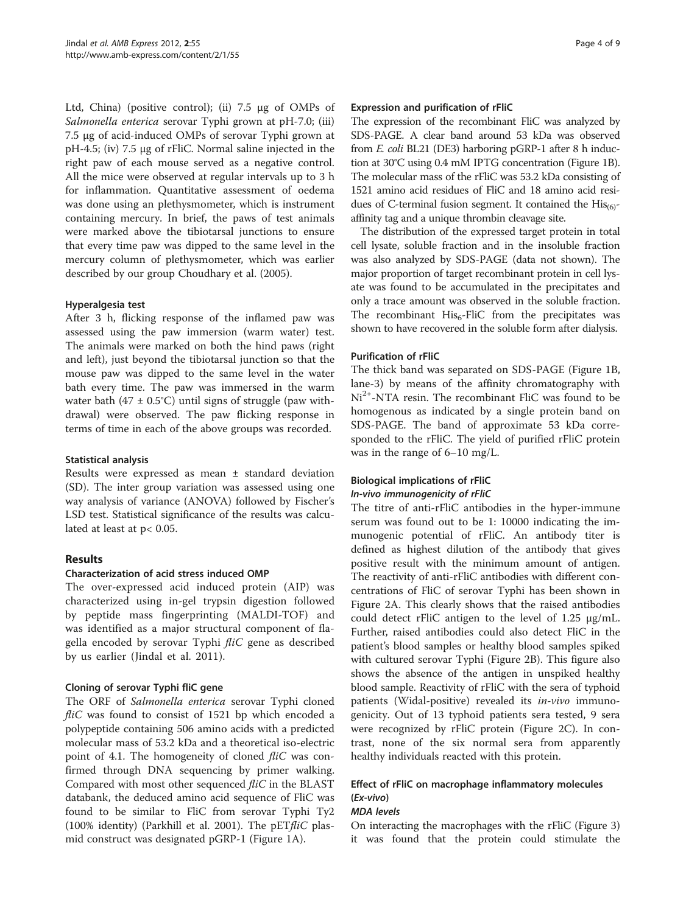Ltd, China) (positive control); (ii) 7.5 μg of OMPs of *Salmonella enterica* serovar Typhi grown at pH-7.0; (iii) 7.5 μg of acid-induced OMPs of serovar Typhi grown at pH-4.5; (iv) 7.5 μg of rFliC. Normal saline injected in the right paw of each mouse served as a negative control. All the mice were observed at regular intervals up to 3 h for inflammation. Quantitative assessment of oedema was done using an plethysmometer, which is instrument containing mercury. In brief, the paws of test animals were marked above the tibiotarsal junctions to ensure that every time paw was dipped to the same level in the mercury column of plethysmometer, which was earlier described by our group Choudhary et al. (2005).

#### Hyperalgesia test

After 3 h, flicking response of the inflamed paw was assessed using the paw immersion (warm water) test. The animals were marked on both the hind paws (right and left), just beyond the tibiotarsal junction so that the mouse paw was dipped to the same level in the water bath every time. The paw was immersed in the warm water bath (47 ± 0.5°C) until signs of struggle (paw withdrawal) were observed. The paw flicking response in terms of time in each of the above groups was recorded.

#### Statistical analysis

Results were expressed as mean ± standard deviation (SD). The inter group variation was assessed using one way analysis of variance (ANOVA) followed by Fischer's LSD test. Statistical significance of the results was calculated at least at $p< 0.05$.

## Results

### Characterization of acid stress induced OMP

The over-expressed acid induced protein (AIP) was characterized using in-gel trypsin digestion followed by peptide mass fingerprinting (MALDI-TOF) and was identified as a major structural component of flagella encoded by serovar Typhi *fliC* gene as described by us earlier (Jindal et al. 2011).

### Cloning of serovar Typhi fliC gene

The ORF of *Salmonella enterica* serovar Typhi cloned *fliC* was found to consist of 1521 bp which encoded a polypeptide containing 506 amino acids with a predicted molecular mass of 53.2 kDa and a theoretical iso-electric point of 4.1. The homogeneity of cloned *fliC* was confirmed through DNA sequencing by primer walking. Compared with most other sequenced *fliC* in the BLAST databank, the deduced amino acid sequence of FliC was found to be similar to FliC from serovar Typhi Ty2 (100% identity) (Parkhill et al. 2001). The pET*fliC* plasmid construct was designated pGRP-1 (Figure 1A).

### Expression and purification of rFliC

The expression of the recombinant FliC was analyzed by SDS-PAGE. A clear band around 53 kDa was observed from *E. coli* BL21 (DE3) harboring pGRP-1 after 8 h induction at 30°C using 0.4 mM IPTG concentration (Figure 1B). The molecular mass of the rFliC was 53.2 kDa consisting of 1521 amino acid residues of FliC and 18 amino acid residues of C-terminal fusion segment. It contained the $His_{(6)}$-affinity tag and a unique thrombin cleavage site.

The distribution of the expressed target protein in total cell lysate, soluble fraction and in the insoluble fraction was also analyzed by SDS-PAGE (data not shown). The major proportion of target recombinant protein in cell lysate was found to be accumulated in the precipitates and only a trace amount was observed in the soluble fraction. The recombinant $His_6$-FliC from the precipitates was shown to have recovered in the soluble form after dialysis.

### Purification of rFliC

The thick band was separated on SDS-PAGE (Figure 1B, lane-3) by means of the affinity chromatography with $Ni^{2+}$-NTA resin. The recombinant FliC was found to be homogenous as indicated by a single protein band on SDS-PAGE. The band of approximate 53 kDa corresponded to the rFliC. The yield of purified rFliC protein was in the range of 6–10 mg/L.

### Biological implications of rFliC

#### *In-vivo immunogenicity of rFliC*

The titre of anti-rFliC antibodies in the hyper-immune serum was found out to be 1: 10000 indicating the immunogenic potential of rFliC. An antibody titer is defined as highest dilution of the antibody that gives positive result with the minimum amount of antigen. The reactivity of anti-rFliC antibodies with different concentrations of FliC of serovar Typhi has been shown in Figure 2A. This clearly shows that the raised antibodies could detect rFliC antigen to the level of 1.25 μg/mL. Further, raised antibodies could also detect FliC in the patient's blood samples or healthy blood samples spiked with cultured serovar Typhi (Figure 2B). This figure also shows the absence of the antigen in unspiked healthy blood sample. Reactivity of rFliC with the sera of typhoid patients (Widal-positive) revealed its *in-vivo* immunogenicity. Out of 13 typhoid patients sera tested, 9 sera were recognized by rFliC protein (Figure 2C). In contrast, none of the six normal sera from apparently healthy individuals reacted with this protein.

### Effect of rFliC on macrophage inflammatory molecules (*Ex-vivo*)

#### *MDA levels*

On interacting the macrophages with the rFliC (Figure 3) it was found that the protein could stimulate the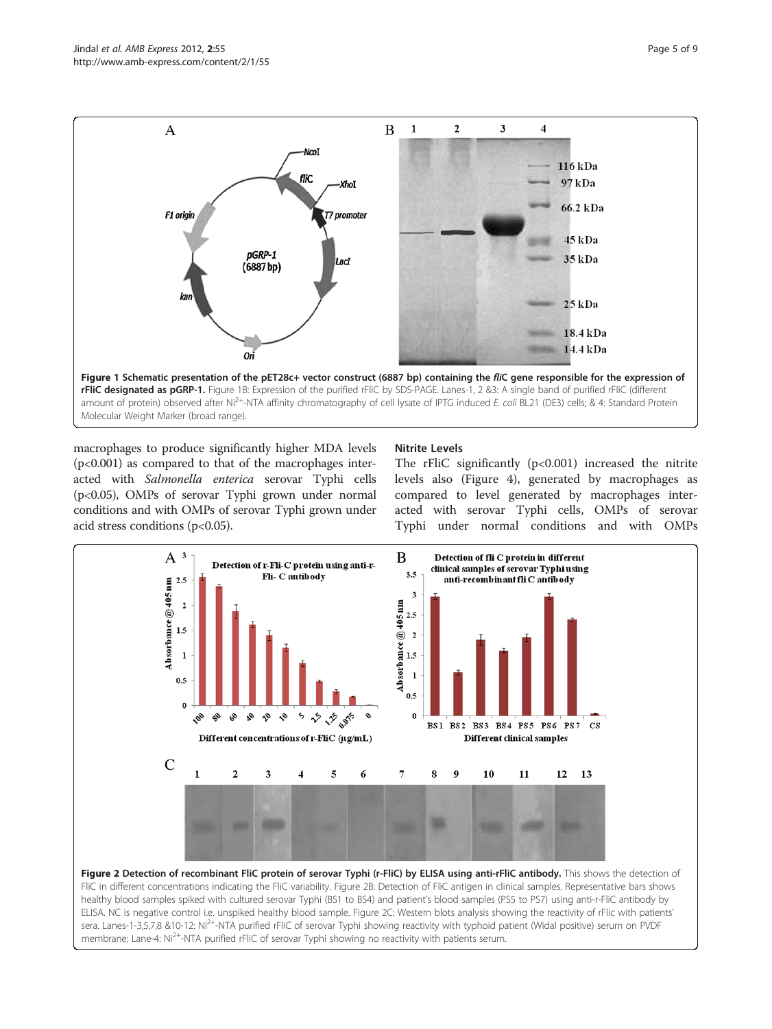Figure 1 Schematic presentation of the pET28c+ vector construct (6887 bp) containing the *fliC* gene responsible for the expression of rFliC designated as pGRP-1. Figure 1B: Expression of the purified rFliC by SDS-PAGE. Lanes-1, 2 &3: A single band of purified rFliC (different amount of protein) observed after $Ni^{2+}$-NTA affinity chromatography of cell lysate of IPTG induced *E. coli* BL21 (DE3) cells; & 4: Standard Protein Molecular Weight Marker (broad range).

macrophages to produce significantly higher MDA levels ($p<0.001$) as compared to that of the macrophages interacted with *Salmonella enterica* serovar Typhi cells ($p<0.05$), OMPs of serovar Typhi grown under normal conditions and with OMPs of serovar Typhi grown under acid stress conditions ($p<0.05$).

### Nitrite Levels

The rFliC significantly ($p<0.001$) increased the nitrite levels also (Figure 4), generated by macrophages as compared to level generated by macrophages interacted with serovar Typhi cells, OMPs of serovar Typhi under normal conditions and with OMPs

Figure 2 Detection of recombinant FliC protein of serovar Typhi (r-FliC) by ELISA using anti-rFliC antibody. This shows the detection of FliC in different concentrations indicating the FliC variability. Figure 2B: Detection of FliC antigen in clinical samples. Representative bars shows healthy blood samples spiked with cultured serovar Typhi (BS1 to BS4) and patient's blood samples (PS5 to PS7) using anti-r-FliC antibody by ELISA. NC is negative control i.e. unspiked healthy blood sample. Figure 2C: Western blots analysis showing the reactivity of rFliC with patients' sera. Lanes-1-3,5,7,8 &10-12: $Ni^{2+}$-NTA purified rFliC of serovar Typhi showing reactivity with typhoid patient (Widal positive) serum on PVDF membrane; Lane-4: $Ni^{2+}$-NTA purified rFliC of serovar Typhi showing no reactivity with patients serum.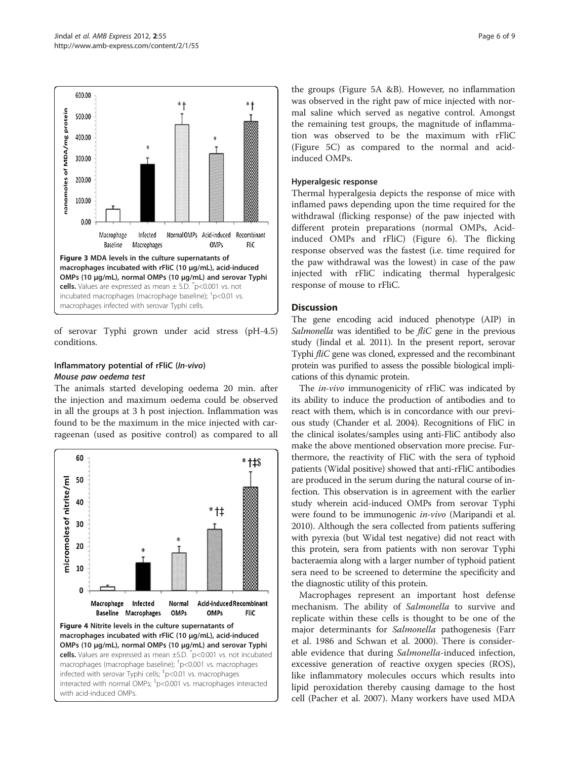Figure 3 MDA levels in the culture supernatants of macrophages incubated with rFliC (10 μg/mL), acid-induced OMPs (10 μg/mL), normal OMPs (10 μg/mL) and serovar Typhi cells. Values are expressed as mean ± S.D. *p<0.001 vs. not incubated macrophages (macrophage baseline); †p<0.01 vs. macrophages infected with serovar Typhi cells.

of serovar Typhi grown under acid stress (pH-4.5) conditions.

### Inflammatory potential of rFliC (*In-vivo*)

#### *Mouse paw oedema test*

The animals started developing oedema 20 min. after the injection and maximum oedema could be observed in all the groups at 3 h post injection. Inflammation was found to be the maximum in the mice injected with carrageenan (used as positive control) as compared to all the groups (Figure 5A &B). However, no inflammation was observed in the right paw of mice injected with normal saline which served as negative control. Amongst the remaining test groups, the magnitude of inflammation was observed to be the maximum with rFliC (Figure 5C) as compared to the normal and acid-induced OMPs.

Figure 4 Nitrite levels in the culture supernatants of macrophages incubated with rFliC (10 μg/mL), acid-induced OMPs (10 μg/mL), normal OMPs (10 μg/mL) and serovar Typhi cells. Values are expressed as mean ±S.D. *p<0.001 vs. not incubated macrophages (macrophage baseline); †p<0.001 vs. macrophages infected with serovar Typhi cells; ‡p<0.01 vs. macrophages interacted with normal OMPs; $p<0.001 vs. macrophages interacted with acid-induced OMPs.

### Hyperalgesic response

Thermal hyperalgesia depicts the response of mice with inflamed paws depending upon the time required for the withdrawal (flicking response) of the paw injected with different protein preparations (normal OMPs, Acid-induced OMPs and rFliC) (Figure 6). The flicking response observed was the fastest (i.e. time required for the paw withdrawal was the lowest) in case of the paw injected with rFliC indicating thermal hyperalgesic response of mouse to rFliC.

## Discussion

The gene encoding acid induced phenotype (AIP) in *Salmonella* was identified to be *fliC* gene in the previous study (Jindal et al. 2011). In the present report, serovar Typhi *fliC* gene was cloned, expressed and the recombinant protein was purified to assess the possible biological implications of this dynamic protein.

The *in-vivo* immunogenicity of rFliC was indicated by its ability to induce the production of antibodies and to react with them, which is in concordance with our previous study (Chander et al. 2004). Recognitions of FliC in the clinical isolates/samples using anti-FliC antibody also make the above mentioned observation more precise. Furthermore, the reactivity of FliC with the sera of typhoid patients (Widal positive) showed that anti-rFliC antibodies are produced in the serum during the natural course of infection. This observation is in agreement with the earlier study wherein acid-induced OMPs from serovar Typhi were found to be immunogenic *in-vivo* (Maripandi et al. 2010). Although the sera collected from patients suffering with pyrexia (but Widal test negative) did not react with this protein, sera from patients with non serovar Typhi bacteraemia along with a larger number of typhoid patient sera need to be screened to determine the specificity and the diagnostic utility of this protein.

Macrophages represent an important host defense mechanism. The ability of *Salmonella* to survive and replicate within these cells is thought to be one of the major determinants for *Salmonella* pathogenesis (Farr et al. 1986 and Schwan et al. 2000). There is considerable evidence that during *Salmonella*-induced infection, excessive generation of reactive oxygen species (ROS), like inflammatory molecules occurs which results into lipid peroxidation thereby causing damage to the host cell (Pacher et al. 2007). Many workers have used MDA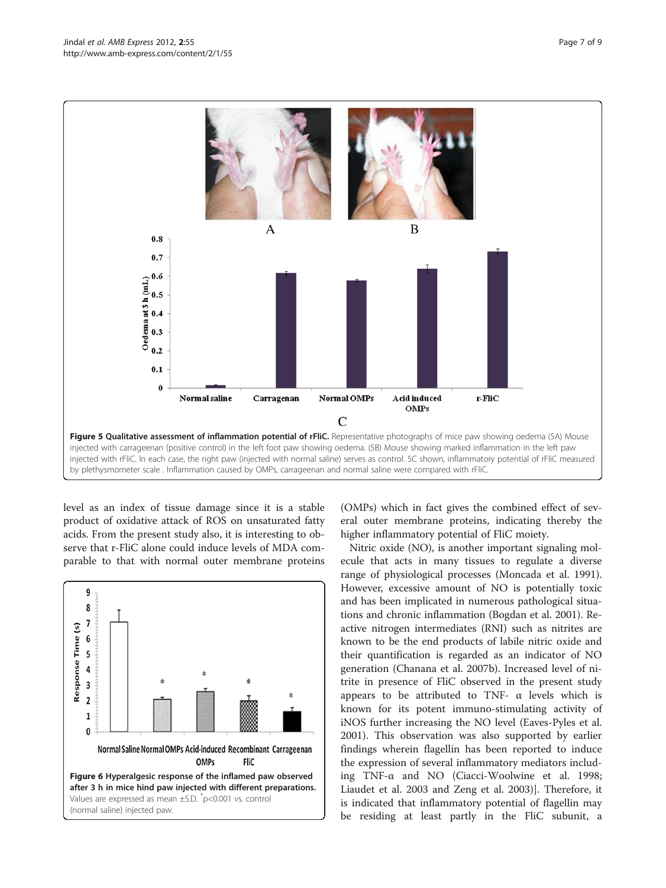**Figure 5 Qualitative assessment of inflammation potential of rFliC.** Representative photographs of mice paw showing oedema (5A) Mouse injected with carrageenan (positive control) in the left foot paw showing oedema. (5B) Mouse showing marked inflammation in the left paw injected with rFliC. In each case, the right paw (injected with normal saline) serves as control. 5C shown, inflammatory potential of rFliC measured by plethysmometer scale . Inflammation caused by OMPs, carrageenan and normal saline were compared with rFliC.

level as an index of tissue damage since it is a stable product of oxidative attack of ROS on unsaturated fatty acids. From the present study also, it is interesting to observe that r-FliC alone could induce levels of MDA comparable to that with normal outer membrane proteins (OMPs) which in fact gives the combined effect of several outer membrane proteins, indicating thereby the higher inflammatory potential of FliC moiety.

**Figure 6 Hyperalgesic response of the inflamed paw observed after 3 h in mice hind paw injected with different preparations.** Values are expressed as mean ±S.D. *p<0.001 vs. control (normal saline) injected paw.

Nitric oxide (NO), is another important signaling molecule that acts in many tissues to regulate a diverse range of physiological processes (Moncada et al. 1991). However, excessive amount of NO is potentially toxic and has been implicated in numerous pathological situations and chronic inflammation (Bogdan et al. 2001). Reactive nitrogen intermediates (RNI) such as nitrites are known to be the end products of labile nitric oxide and their quantification is regarded as an indicator of NO generation (Chanana et al. 2007b). Increased level of nitrite in presence of FliC observed in the present study appears to be attributed to TNF- α levels which is known for its potent immuno-stimulating activity of iNOS further increasing the NO level (Eaves-Pyles et al. 2001). This observation was also supported by earlier findings wherein flagellin has been reported to induce the expression of several inflammatory mediators including TNF-α and NO (Ciacci-Woolwine et al. 1998; Liaudet et al. 2003 and Zeng et al. 2003)]. Therefore, it is indicated that inflammatory potential of flagellin may be residing at least partly in the FliC subunit, a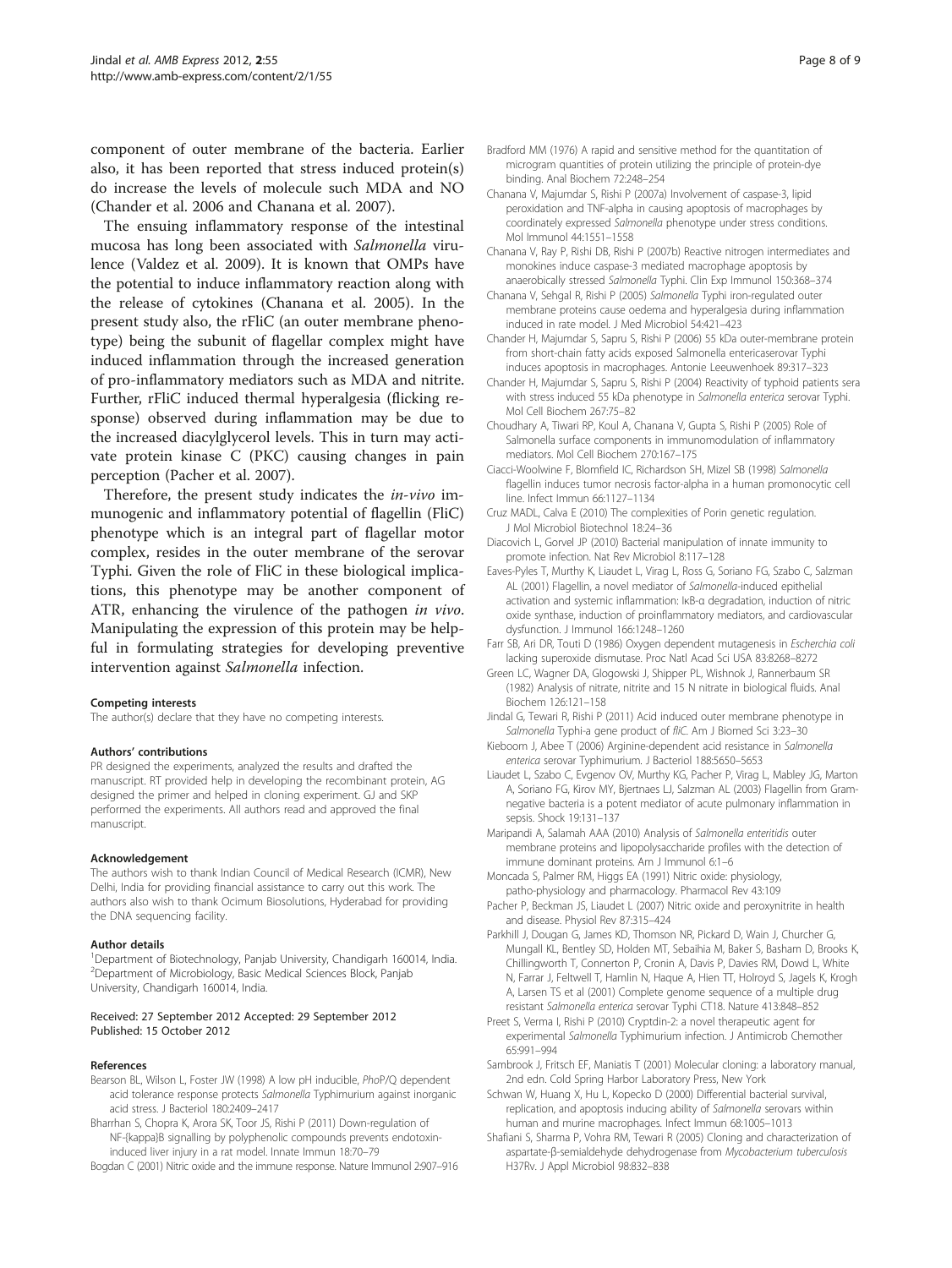component of outer membrane of the bacteria. Earlier also, it has been reported that stress induced protein(s) do increase the levels of molecule such MDA and NO (Chander et al. 2006 and Chanana et al. 2007).

The ensuing inflammatory response of the intestinal mucosa has long been associated with *Salmonella* virulence (Valdez et al. 2009). It is known that OMPs have the potential to induce inflammatory reaction along with the release of cytokines (Chanana et al. 2005). In the present study also, the rFliC (an outer membrane phenotype) being the subunit of flagellar complex might have induced inflammation through the increased generation of pro-inflammatory mediators such as MDA and nitrite. Further, rFliC induced thermal hyperalgesia (flicking response) observed during inflammation may be due to the increased diacylglycerol levels. This in turn may activate protein kinase C (PKC) causing changes in pain perception (Pacher et al. 2007).

Therefore, the present study indicates the *in-vivo* immunogenic and inflammatory potential of flagellin (FliC) phenotype which is an integral part of flagellar motor complex, resides in the outer membrane of the serovar Typhi. Given the role of FliC in these biological implications, this phenotype may be another component of ATR, enhancing the virulence of the pathogen *in vivo*. Manipulating the expression of this protein may be helpful in formulating strategies for developing preventive intervention against *Salmonella* infection.

#### Competing interests
The author(s) declare that they have no competing interests.

#### Authors' contributions
PR designed the experiments, analyzed the results and drafted the manuscript. RT provided help in developing the recombinant protein, AG designed the primer and helped in cloning experiment. GJ and SKP performed the experiments. All authors read and approved the final manuscript.

#### Acknowledgement
The authors wish to thank Indian Council of Medical Research (ICMR), New Delhi, India for providing financial assistance to carry out this work. The authors also wish to thank Ocimum Biosolutions, Hyderabad for providing the DNA sequencing facility.

#### Author details
[1]Department of Biotechnology, Panjab University, Chandigarh 160014, India. [2]Department of Microbiology, Basic Medical Sciences Block, Panjab University, Chandigarh 160014, India.

Received: 27 September 2012 Accepted: 29 September 2012
Published: 15 October 2012

#### References
Bearson BL, Wilson L, Foster JW (1998) A low pH inducible, *PhoP/Q* dependent acid tolerance response protects *Salmonella* Typhimurium against inorganic acid stress. J Bacteriol 180:2409–2417

Bharrhan S, Chopra K, Arora SK, Toor JS, Rishi P (2011) Down-regulation of NF-{kappa}B signalling by polyphenolic compounds prevents endotoxin-induced liver injury in a rat model. Innate Immun 18:70–79

Bogdan C (2001) Nitric oxide and the immune response. Nature Immunol 2:907–916

Bradford MM (1976) A rapid and sensitive method for the quantitation of microgram quantities of protein utilizing the principle of protein-dye binding. Anal Biochem 72:248–254

Chanana V, Majumdar S, Rishi P (2007a) Involvement of caspase-3, lipid peroxidation and TNF-alpha in causing apoptosis of macrophages by coordinately expressed *Salmonella* phenotype under stress conditions. Mol Immunol 44:1551–1558

Chanana V, Ray P, Rishi DB, Rishi P (2007b) Reactive nitrogen intermediates and monokines induce caspase-3 mediated macrophage apoptosis by anaerobically stressed *Salmonella* Typhi. Clin Exp Immunol 150:368–374

Chanana V, Sehgal R, Rishi P (2005) *Salmonella* Typhi iron-regulated outer membrane proteins cause oedema and hyperalgesia during inflammation induced in rate model. J Med Microbiol 54:421–423

Chander H, Majumdar S, Sapru S, Rishi P (2006) 55 kDa outer-membrane protein from short-chain fatty acids exposed Salmonella entericaserovar Typhi induces apoptosis in macrophages. Antonie Leeuwenhoek 89:317–323

Chander H, Majumdar S, Sapru S, Rishi P (2004) Reactivity of typhoid patients sera with stress induced 55 kDa phenotype in *Salmonella enterica* serovar Typhi. Mol Cell Biochem 267:75–82

Choudhary A, Tiwari RP, Koul A, Chanana V, Gupta S, Rishi P (2005) Role of Salmonella surface components in immunomodulation of inflammatory mediators. Mol Cell Biochem 270:167–175

Ciacci-Woolwine F, Blomfield IC, Richardson SH, Mizel SB (1998) *Salmonella* flagellin induces tumor necrosis factor-alpha in a human promonocytic cell line. Infect Immun 66:1127–1134

Cruz MADL, Calva E (2010) The complexities of Porin genetic regulation. J Mol Microbiol Biotechnol 18:24–36

Diacovich L, Gorvel JP (2010) Bacterial manipulation of innate immunity to promote infection. Nat Rev Microbiol 8:117–128

Eaves-Pyles T, Murthy K, Liaudet L, Virag L, Ross G, Soriano FG, Szabo C, Salzman AL (2001) Flagellin, a novel mediator of *Salmonella*-induced epithelial activation and systemic inflammation: IκB-α degradation, induction of nitric oxide synthase, induction of proinflammatory mediators, and cardiovascular dysfunction. J Immunol 166:1248–1260

Farr SB, Ari DR, Touti D (1986) Oxygen dependent mutagenesis in *Escherchia coli* lacking superoxide dismutase. Proc Natl Acad Sci USA 83:8268–8272

Green LC, Wagner DA, Glogowski J, Shipper PL, Wishnok J, Rannerbaum SR (1982) Analysis of nitrate, nitrite and 15 N nitrate in biological fluids. Anal Biochem 126:121–158

Jindal G, Tewari R, Rishi P (2011) Acid induced outer membrane phenotype in *Salmonella* Typhi-a gene product of *fliC*. Am J Biomed Sci 3:23–30

Kieboom J, Abee T (2006) Arginine-dependent acid resistance in *Salmonella enterica* serovar Typhimurium. J Bacteriol 188:5650–5653

Liaudet L, Szabo C, Evgenov OV, Murthy KG, Pacher P, Virag L, Mabley JG, Marton A, Soriano FG, Kirov MY, Bjertnaes LJ, Salzman AL (2003) Flagellin from Gram-negative bacteria is a potent mediator of acute pulmonary inflammation in sepsis. Shock 19:131–137

Maripandi A, Salamah AAA (2010) Analysis of *Salmonella enteritidis* outer membrane proteins and lipopolysaccharide profiles with the detection of immune dominant proteins. Am J Immunol 6:1–6

Moncada S, Palmer RM, Higgs EA (1991) Nitric oxide: physiology, patho-physiology and pharmacology. Pharmacol Rev 43:109

Pacher P, Beckman JS, Liaudet L (2007) Nitric oxide and peroxynitrite in health and disease. Physiol Rev 87:315–424

Parkhill J, Dougan G, James KD, Thomson NR, Pickard D, Wain J, Churcher G, Mungall KL, Bentley SD, Holden MT, Sebaihia M, Baker S, Basham D, Brooks K, Chillingworth T, Connerton P, Cronin A, Davis P, Davies RM, Dowd L, White N, Farrar J, Feltwell T, Hamlin N, Haque A, Hien TT, Holroyd S, Jagels K, Krogh A, Larsen TS et al (2001) Complete genome sequence of a multiple drug resistant *Salmonella enterica* serovar Typhi CT18. Nature 413:848–852

Preet S, Verma I, Rishi P (2010) Cryptdin-2: a novel therapeutic agent for experimental *Salmonella* Typhimurium infection. J Antimicrob Chemother 65:991–994

Sambrook J, Fritsch EF, Maniatis T (2001) Molecular cloning: a laboratory manual, 2nd edn. Cold Spring Harbor Laboratory Press, New York

Schwan W, Huang X, Hu L, Kopecko D (2000) Differential bacterial survival, replication, and apoptosis inducing ability of *Salmonella* serovars within human and murine macrophages. Infect Immun 68:1005–1013

Shafiani S, Sharma P, Vohra RM, Tewari R (2005) Cloning and characterization of aspartate-β-semialdehyde dehydrogenase from *Mycobacterium tuberculosis* H37Rv. J Appl Microbiol 98:832–838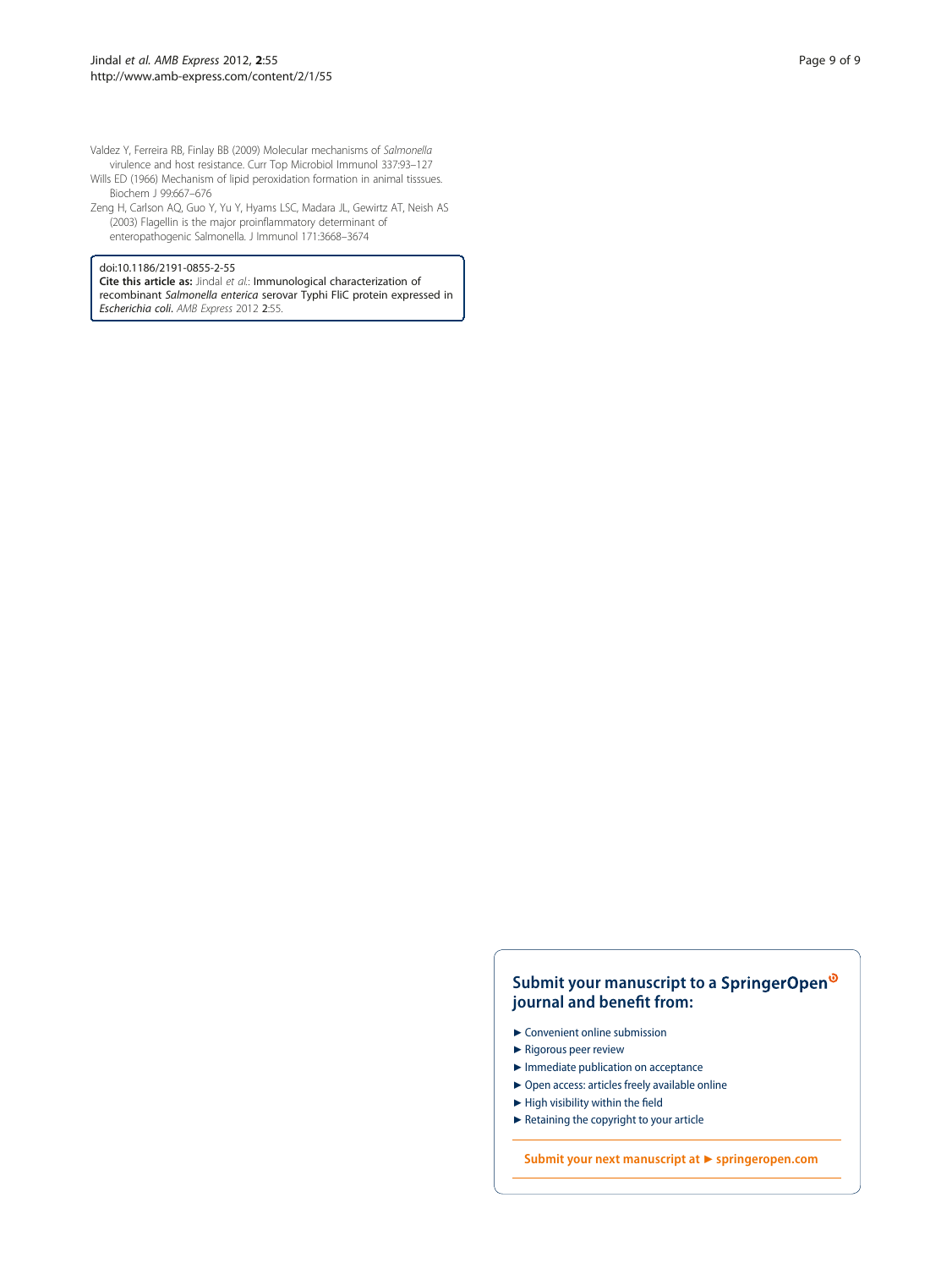Valdez Y, Ferreira RB, Finlay BB (2009) Molecular mechanisms of *Salmonella* virulence and host resistance. Curr Top Microbiol Immunol 337:93–127

Wills ED (1966) Mechanism of lipid peroxidation formation in animal tisssues. Biochem J 99:667–676

Zeng H, Carlson AQ, Guo Y, Yu Y, Hyams LSC, Madara JL, Gewirtz AT, Neish AS (2003) Flagellin is the major proinflammatory determinant of enteropathogenic Salmonella. J Immunol 171:3668–3674

doi:10.1186/2191-0855-2-55

**Cite this article as:** Jindal *et al.*: Immunological characterization of recombinant *Salmonella enterica* serovar Typhi FliC protein expressed in *Escherichia coli*. *AMB Express* 2012 **2**:55.

**Submit your manuscript to a SpringerOpen journal and benefit from:**

- ► Convenient online submission
- ► Rigorous peer review
- ► Immediate publication on acceptance
- ► Open access: articles freely available online
- ► High visibility within the field
- ► Retaining the copyright to your article

**Submit your next manuscript at ► springeropen.com**